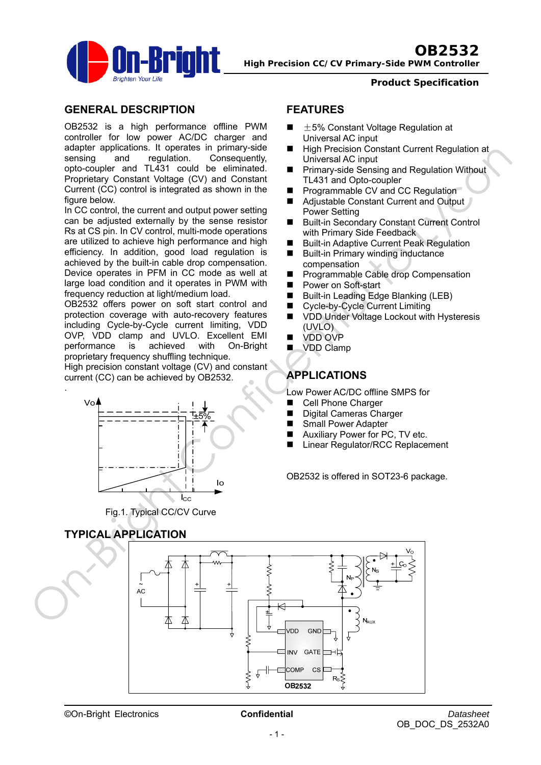# OB2532

**High Precision CC/ CV Primary-Side PWM Controller**

**Product Specification**

## GENERAL DESCRIPTION

OB2532 is a high performance offline PWM controller for low power AC/DC charger and adapter applications. It operates in primary-side sensing and regulation. Consequently, opto-coupler and TL431 could be eliminated. Proprietary Constant Voltage (CV) and Constant Current (CC) control is integrated as shown in the figure below.

In CC control, the current and output power setting can be adjusted externally by the sense resistor Rs at CS pin. In CV control, multi-mode operations are utilized to achieve high performance and high efficiency. In addition, good load regulation is achieved by the built-in cable drop compensation. Device operates in PFM in CC mode as well at large load condition and it operates in PWM with frequency reduction at light/medium load.

OB2532 offers power on soft start control and protection coverage with auto-recovery features including Cycle-by-Cycle current limiting, VDD OVP, VDD clamp and UVLO. Excellent EMI performance is achieved with On-Bright proprietary frequency shuffling technique.

High precision constant voltage (CV) and constant current (CC) can be achieved by OB2532.

Fig.1. Typical CC/CV Curve

## FEATURES

- ±5% Constant Voltage Regulation at Universal AC input
- High Precision Constant Current Regulation at Universal AC input
- Primary-side Sensing and Regulation Without TL431 and Opto-coupler
- Programmable CV and CC Regulation
- Adjustable Constant Current and Output Power Setting
- Built-in Secondary Constant Current Control with Primary Side Feedback
- Built-in Adaptive Current Peak Regulation
- Built-in Primary winding inductance compensation
- Programmable Cable drop Compensation
- Power on Soft-start
- Built-in Leading Edge Blanking (LEB)
- Cycle-by-Cycle Current Limiting
- VDD Under Voltage Lockout with Hysteresis (UVLO)
- VDD OVP
- VDD Clamp

## APPLICATIONS

Low Power AC/DC offline SMPS for

- Cell Phone Charger
- Digital Cameras Charger
- Small Power Adapter
- Auxiliary Power for PC, TV etc.
- Linear Regulator/RCC Replacement

OB2532 is offered in SOT23-6 package.

## TYPICAL APPLICATION

©On-Bright Electronics | **Confidential** | *Datasheet* OB_DOC_DS_2532A0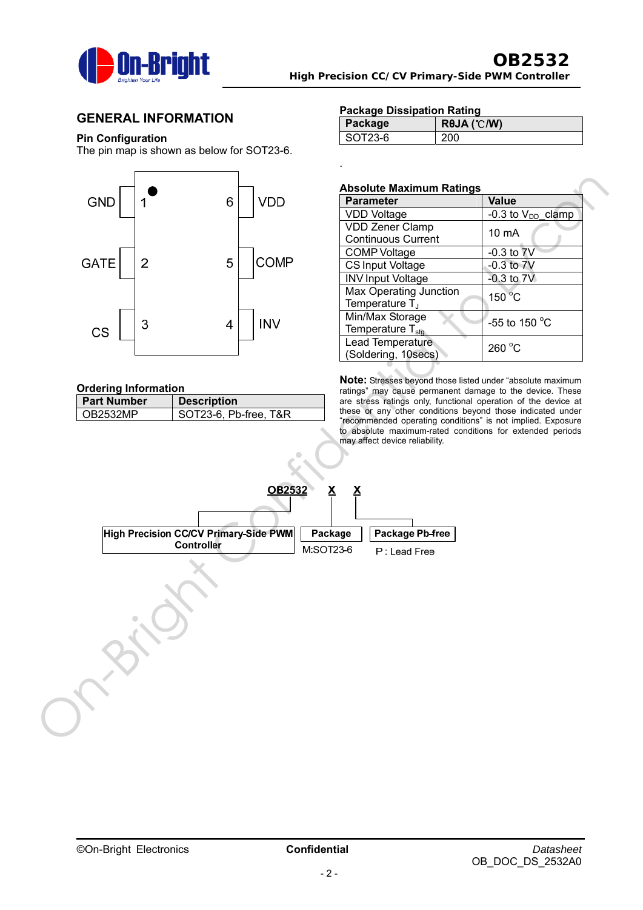## GENERAL INFORMATION

### Pin Configuration

The pin map is shown as below for SOT23-6.

| Pin | Name | Pin | Name |
|---|---|---|---|
| 1 | GND | 6 | VDD |
| 2 | GATE | 5 | COMP |
| 3 | CS | 4 | INV |

### Ordering Information

| Part Number | Description |
|---|---|
| OB2532MP | SOT23-6, Pb-free, T&R |

### Package Dissipation Rating

| Package | RθJA (℃/W) |
|---|---|
| SOT23-6 | 200 |

### Absolute Maximum Ratings

| Parameter | Value |
|---|---|
| VDD Voltage | -0.3 to $V_{DD}$_clamp |
| VDD Zener Clamp Continuous Current | 10 mA |
| COMP Voltage | -0.3 to 7V |
| CS Input Voltage | -0.3 to 7V |
| INV Input Voltage | -0.3 to 7V |
| Max Operating Junction Temperature $T_J$ | 150 °C |
| Min/Max Storage Temperature $T_{stg}$ | -55 to 150 °C |
| Lead Temperature (Soldering, 10secs) | 260 °C |

**Note:** Stresses beyond those listed under "absolute maximum ratings" may cause permanent damage to the device. These are stress ratings only, functional operation of the device at these or any other conditions beyond those indicated under "recommended operating conditions" is not implied. Exposure to absolute maximum-rated conditions for extended periods may affect device reliability.

OB2532 X X

- OB2532: High Precision CC/CV Primary-Side PWM Controller
- X: Package — M:SOT23-6
- X: Package Pb-free — P : Lead Free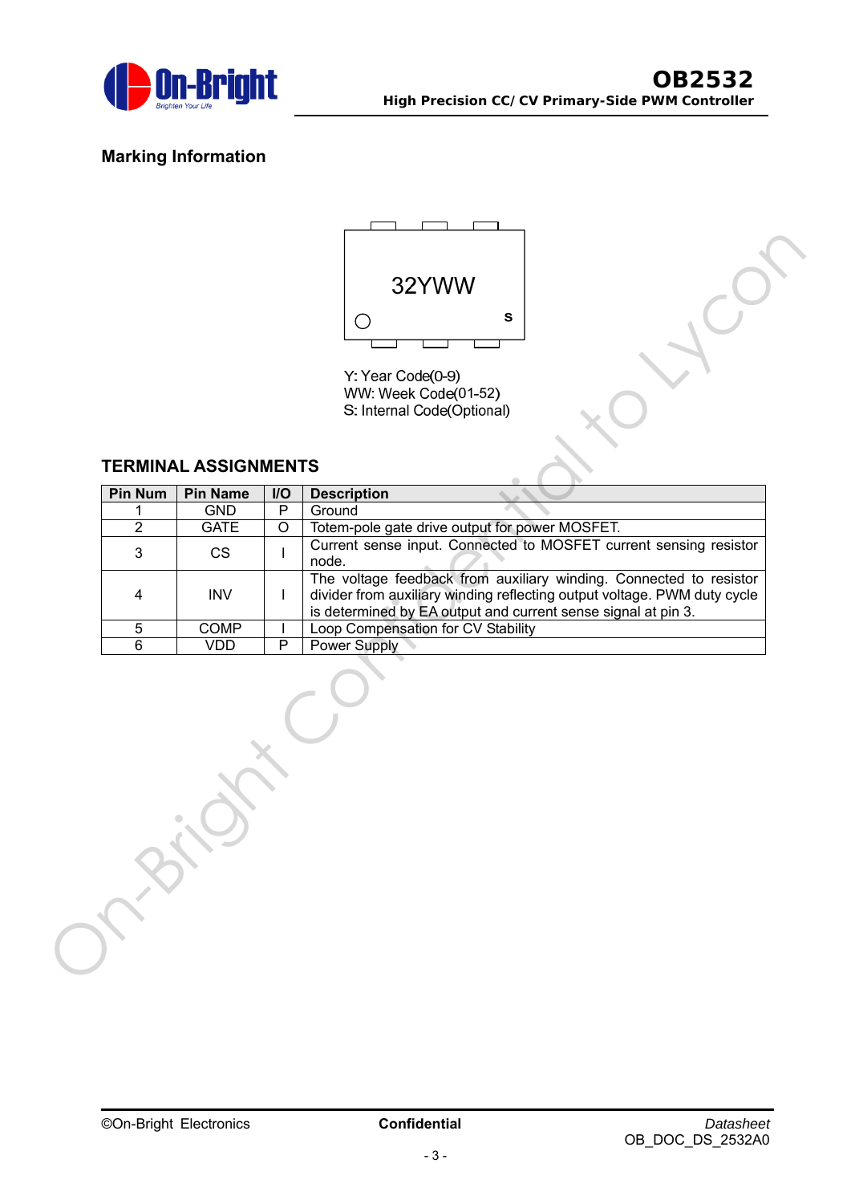## Marking Information

32YWW

S

Y: Year Code(0-9)
WW: Week Code(01-52)
S: Internal Code(Optional)

## TERMINAL ASSIGNMENTS

| Pin Num | Pin Name | I/O | Description |
|---|---|---|---|
| 1 | GND | P | Ground |
| 2 | GATE | O | Totem-pole gate drive output for power MOSFET. |
| 3 | CS | I | Current sense input. Connected to MOSFET current sensing resistor node. |
| 4 | INV | I | The voltage feedback from auxiliary winding. Connected to resistor divider from auxiliary winding reflecting output voltage. PWM duty cycle is determined by EA output and current sense signal at pin 3. |
| 5 | COMP | I | Loop Compensation for CV Stability |
| 6 | VDD | P | Power Supply |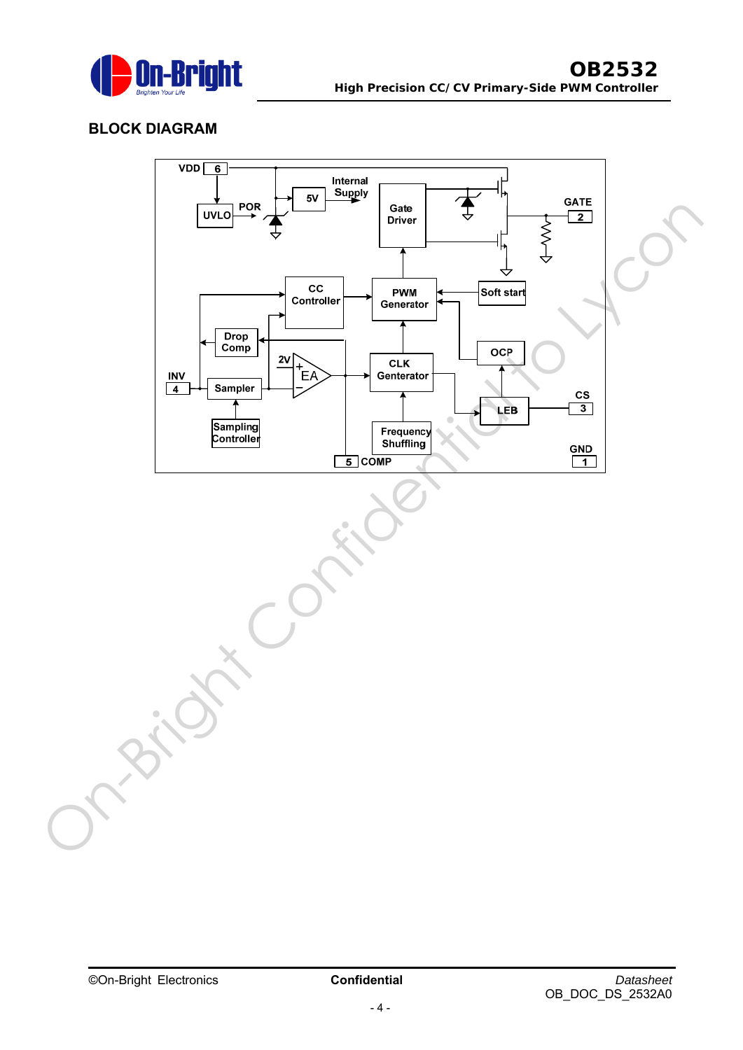## BLOCK DIAGRAM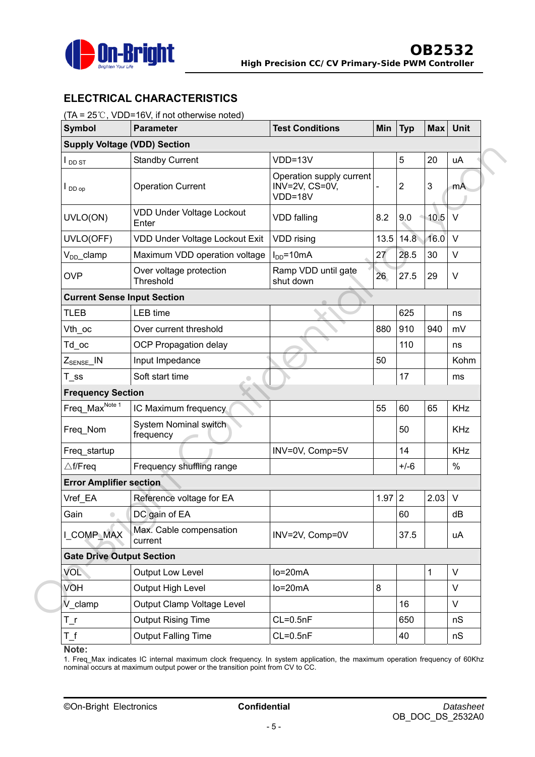## ELECTRICAL CHARACTERISTICS

(TA = 25℃, VDD=16V, if not otherwise noted)

| Symbol | Parameter | Test Conditions | Min | Typ | Max | Unit |
|---|---|---|---|---|---|---|
| **Supply Voltage (VDD) Section** | | | | | | |
| $I_{DD\ ST}$ | Standby Current | VDD=13V | | 5 | 20 | uA |
| $I_{DD\ op}$ | Operation Current | Operation supply current INV=2V, CS=0V, VDD=18V | - | 2 | 3 | mA |
| UVLO(ON) | VDD Under Voltage Lockout Enter | VDD falling | 8.2 | 9.0 | 10.5 | V |
| UVLO(OFF) | VDD Under Voltage Lockout Exit | VDD rising | 13.5 | 14.8 | 16.0 | V |
| $V_{DD}$_clamp | Maximum VDD operation voltage | $I_{DD}$=10mA | 27 | 28.5 | 30 | V |
| OVP | Over voltage protection Threshold | Ramp VDD until gate shut down | 26 | 27.5 | 29 | V |
| **Current Sense Input Section** | | | | | | |
| TLEB | LEB time | | | 625 | | ns |
| Vth_oc | Over current threshold | | 880 | 910 | 940 | mV |
| Td_oc | OCP Propagation delay | | | 110 | | ns |
| $Z_{SENSE}$_IN | Input Impedance | | 50 | | | Kohm |
| T_ss | Soft start time | | | 17 | | ms |
| **Frequency Section** | | | | | | |
| Freq_Max[Note 1] | IC Maximum frequency | | 55 | 60 | 65 | KHz |
| Freq_Nom | System Nominal switch frequency | | | 50 | | KHz |
| Freq_startup | | INV=0V, Comp=5V | | 14 | | KHz |
| △f/Freq | Frequency shuffling range | | | +/-6 | | % |
| **Error Amplifier section** | | | | | | |
| Vref_EA | Reference voltage for EA | | 1.97 | 2 | 2.03 | V |
| Gain | DC gain of EA | | | 60 | | dB |
| I_COMP_MAX | Max. Cable compensation current | INV=2V, Comp=0V | | 37.5 | | uA |
| **Gate Drive Output Section** | | | | | | |
| VOL | Output Low Level | Io=20mA | | | 1 | V |
| VOH | Output High Level | Io=20mA | 8 | | | V |
| V_clamp | Output Clamp Voltage Level | | | 16 | | V |
| T_r | Output Rising Time | CL=0.5nF | | 650 | | nS |
| T_f | Output Falling Time | CL=0.5nF | | 40 | | nS |

**Note:**

1. Freq_Max indicates IC internal maximum clock frequency. In system application, the maximum operation frequency of 60Khz nominal occurs at maximum output power or the transition point from CV to CC.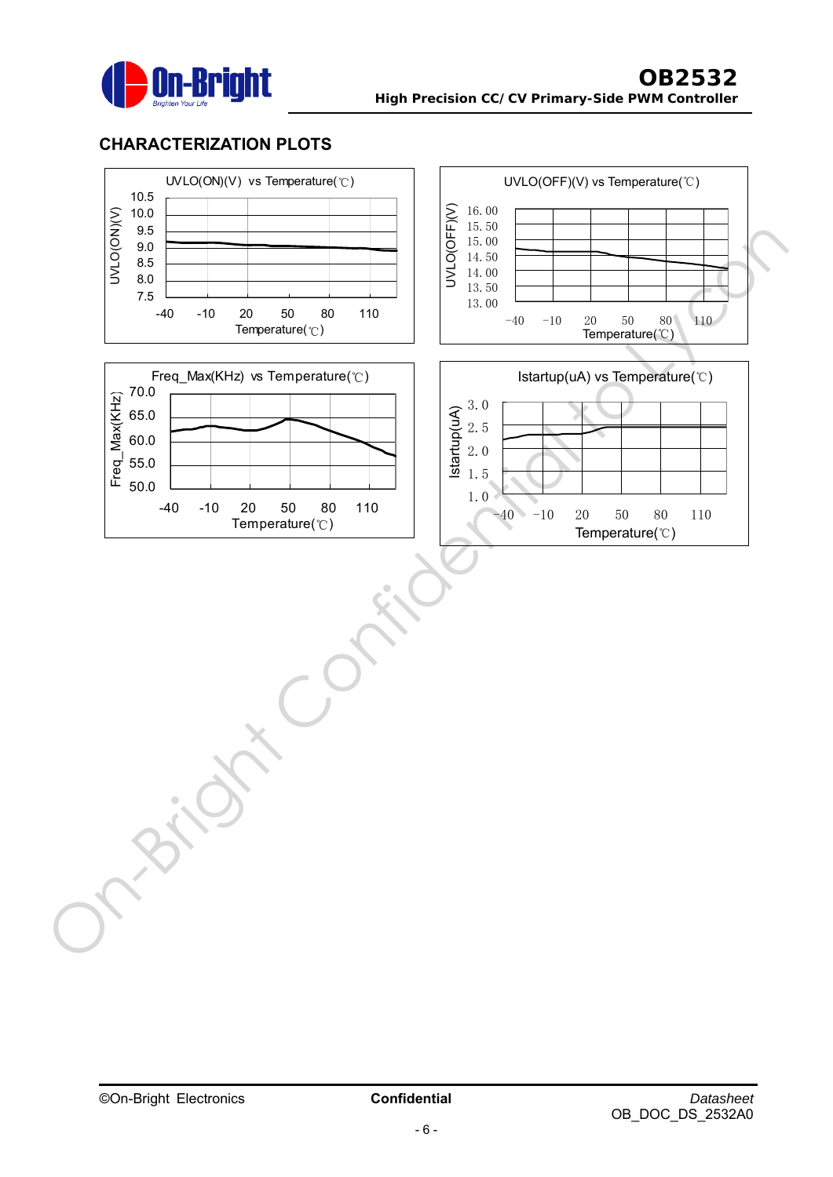## CHARACTERIZATION PLOTS

UVLO(ON)(V) vs Temperature(℃)

UVLO(ON)(V)

10.5
10.0
9.5
9.0
8.5
8.0
7.5

-40 -10 20 50 80 110

Temperature(℃)

UVLO(OFF)(V) vs Temperature(℃)

UVLO(OFF)(V)

16.00
15.50
15.00
14.50
14.00
13.50
13.00

-40 -10 20 50 80 110

Temperature(℃)

Freq_Max(KHz) vs Temperature(℃)

Freq_Max(KHz)

70.0
65.0
60.0
55.0
50.0

-40 -10 20 50 80 110

Temperature(℃)

Istartup(uA) vs Temperature(℃)

Istartup(uA)

3.0
2.5
2.0
1.5
1.0

-40 -10 20 50 80 110

Temperature(℃)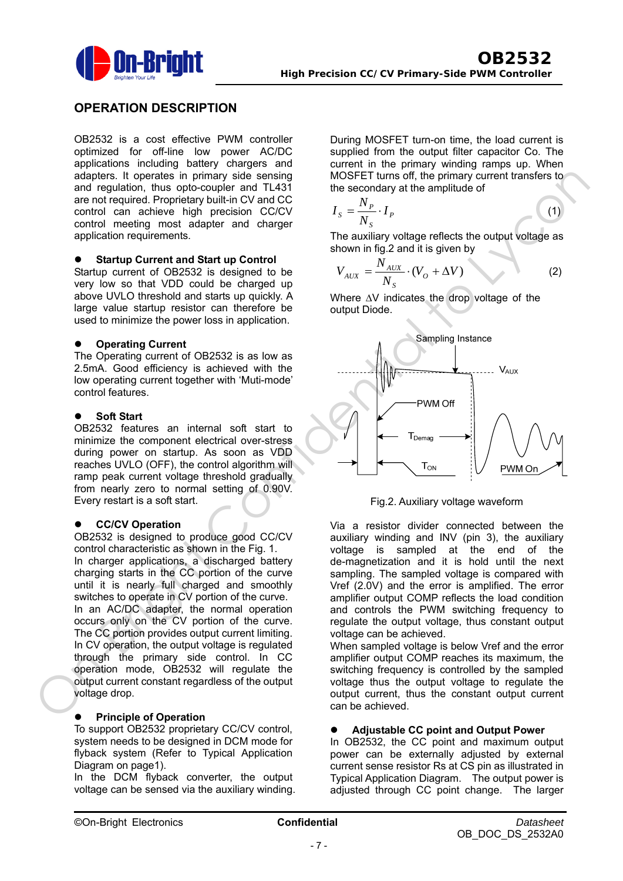## OPERATION DESCRIPTION

OB2532 is a cost effective PWM controller optimized for off-line low power AC/DC applications including battery chargers and adapters. It operates in primary side sensing and regulation, thus opto-coupler and TL431 are not required. Proprietary built-in CV and CC control can achieve high precision CC/CV control meeting most adapter and charger application requirements.

- **Startup Current and Start up Control**

Startup current of OB2532 is designed to be very low so that VDD could be charged up above UVLO threshold and starts up quickly. A large value startup resistor can therefore be used to minimize the power loss in application.

- **Operating Current**

The Operating current of OB2532 is as low as 2.5mA. Good efficiency is achieved with the low operating current together with 'Muti-mode' control features.

- **Soft Start**

OB2532 features an internal soft start to minimize the component electrical over-stress during power on startup. As soon as VDD reaches UVLO (OFF), the control algorithm will ramp peak current voltage threshold gradually from nearly zero to normal setting of 0.90V. Every restart is a soft start.

- **CC/CV Operation**

OB2532 is designed to produce good CC/CV control characteristic as shown in the Fig. 1.
In charger applications, a discharged battery charging starts in the CC portion of the curve until it is nearly full charged and smoothly switches to operate in CV portion of the curve.
In an AC/DC adapter, the normal operation occurs only on the CV portion of the curve. The CC portion provides output current limiting. In CV operation, the output voltage is regulated through the primary side control. In CC operation mode, OB2532 will regulate the output current constant regardless of the output voltage drop.

- **Principle of Operation**

To support OB2532 proprietary CC/CV control, system needs to be designed in DCM mode for flyback system (Refer to Typical Application Diagram on page1).
In the DCM flyback converter, the output voltage can be sensed via the auxiliary winding. During MOSFET turn-on time, the load current is supplied from the output filter capacitor Co. The current in the primary winding ramps up. When MOSFET turns off, the primary current transfers to the secondary at the amplitude of

$$I_S = \frac{N_P}{N_S} \cdot I_P \quad (1)$$

The auxiliary voltage reflects the output voltage as shown in fig.2 and it is given by

$$V_{AUX} = \frac{N_{AUX}}{N_S} \cdot (V_O + \Delta V) \quad (2)$$

Where ΔV indicates the drop voltage of the output Diode.

Sampling Instance, $V_{AUX}$, PWM Off, $T_{Demag}$, $T_{ON}$, PWM On

Fig.2. Auxiliary voltage waveform

Via a resistor divider connected between the auxiliary winding and INV (pin 3), the auxiliary voltage is sampled at the end of the de-magnetization and it is hold until the next sampling. The sampled voltage is compared with Vref (2.0V) and the error is amplified. The error amplifier output COMP reflects the load condition and controls the PWM switching frequency to regulate the output voltage, thus constant output voltage can be achieved.
When sampled voltage is below Vref and the error amplifier output COMP reaches its maximum, the switching frequency is controlled by the sampled voltage thus the output voltage to regulate the output current, thus the constant output current can be achieved.

- **Adjustable CC point and Output Power**

In OB2532, the CC point and maximum output power can be externally adjusted by external current sense resistor Rs at CS pin as illustrated in Typical Application Diagram. The output power is adjusted through CC point change. The larger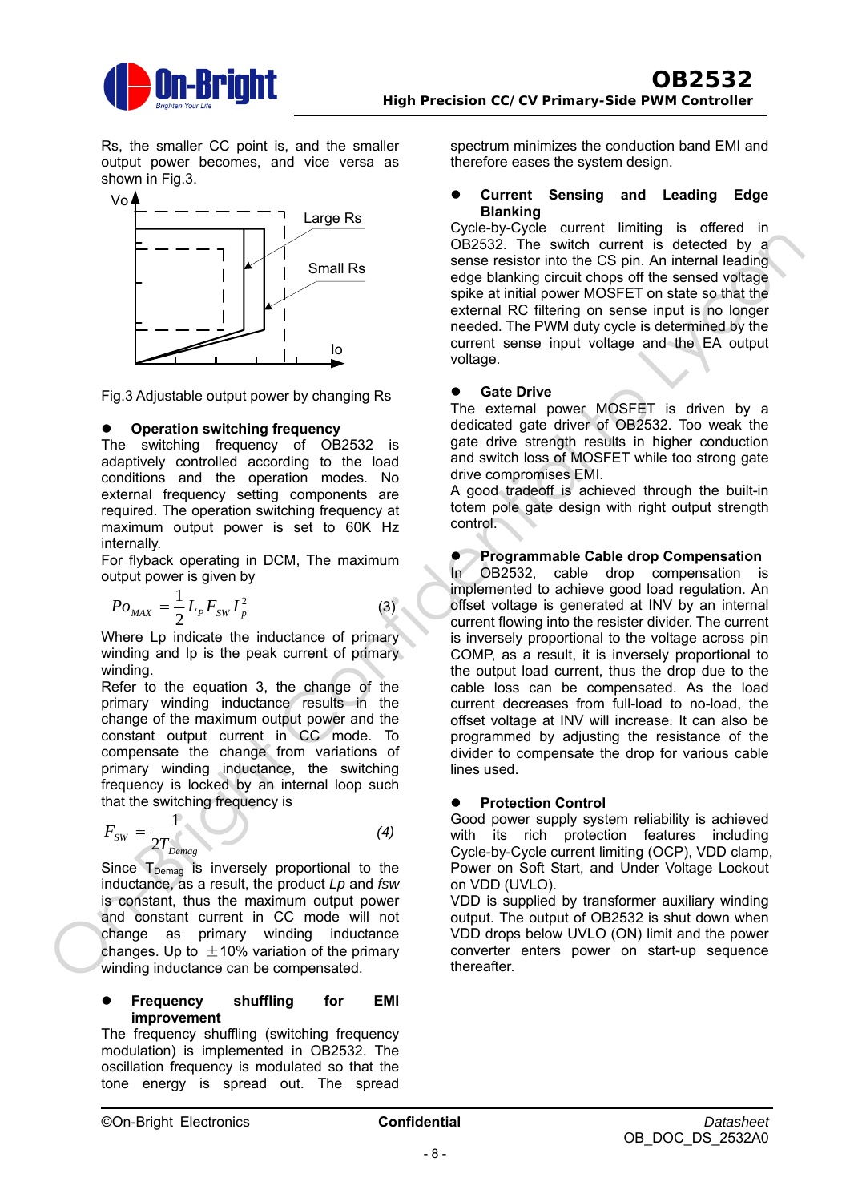Rs, the smaller CC point is, and the smaller output power becomes, and vice versa as shown in Fig.3.

Fig.3 Adjustable output power by changing Rs

- **Operation switching frequency**

The switching frequency of OB2532 is adaptively controlled according to the load conditions and the operation modes. No external frequency setting components are required. The operation switching frequency at maximum output power is set to 60K Hz internally.

For flyback operating in DCM, The maximum output power is given by

$$Po_{MAX} = \frac{1}{2} L_P F_{SW} I_P^2 \quad (3)$$

Where Lp indicate the inductance of primary winding and Ip is the peak current of primary winding.

Refer to the equation 3, the change of the primary winding inductance results in the change of the maximum output power and the constant output current in CC mode. To compensate the change from variations of primary winding inductance, the switching frequency is locked by an internal loop such that the switching frequency is

$$F_{SW} = \frac{1}{2T_{Demag}} \quad (4)$$

Since $T_{Demag}$ is inversely proportional to the inductance, as a result, the product *Lp* and *fsw* is constant, thus the maximum output power and constant current in CC mode will not change as primary winding inductance changes. Up to ±10% variation of the primary winding inductance can be compensated.

- **Frequency shuffling for EMI improvement**

The frequency shuffling (switching frequency modulation) is implemented in OB2532. The oscillation frequency is modulated so that the tone energy is spread out. The spread spectrum minimizes the conduction band EMI and therefore eases the system design.

- **Current Sensing and Leading Edge Blanking**

Cycle-by-Cycle current limiting is offered in OB2532. The switch current is detected by a sense resistor into the CS pin. An internal leading edge blanking circuit chops off the sensed voltage spike at initial power MOSFET on state so that the external RC filtering on sense input is no longer needed. The PWM duty cycle is determined by the current sense input voltage and the EA output voltage.

- **Gate Drive**

The external power MOSFET is driven by a dedicated gate driver of OB2532. Too weak the gate drive strength results in higher conduction and switch loss of MOSFET while too strong gate drive compromises EMI.

A good tradeoff is achieved through the built-in totem pole gate design with right output strength control.

- **Programmable Cable drop Compensation**

In OB2532, cable drop compensation is implemented to achieve good load regulation. An offset voltage is generated at INV by an internal current flowing into the resister divider. The current is inversely proportional to the voltage across pin COMP, as a result, it is inversely proportional to the output load current, thus the drop due to the cable loss can be compensated. As the load current decreases from full-load to no-load, the offset voltage at INV will increase. It can also be programmed by adjusting the resistance of the divider to compensate the drop for various cable lines used.

- **Protection Control**

Good power supply system reliability is achieved with its rich protection features including Cycle-by-Cycle current limiting (OCP), VDD clamp, Power on Soft Start, and Under Voltage Lockout on VDD (UVLO).

VDD is supplied by transformer auxiliary winding output. The output of OB2532 is shut down when VDD drops below UVLO (ON) limit and the power converter enters power on start-up sequence thereafter.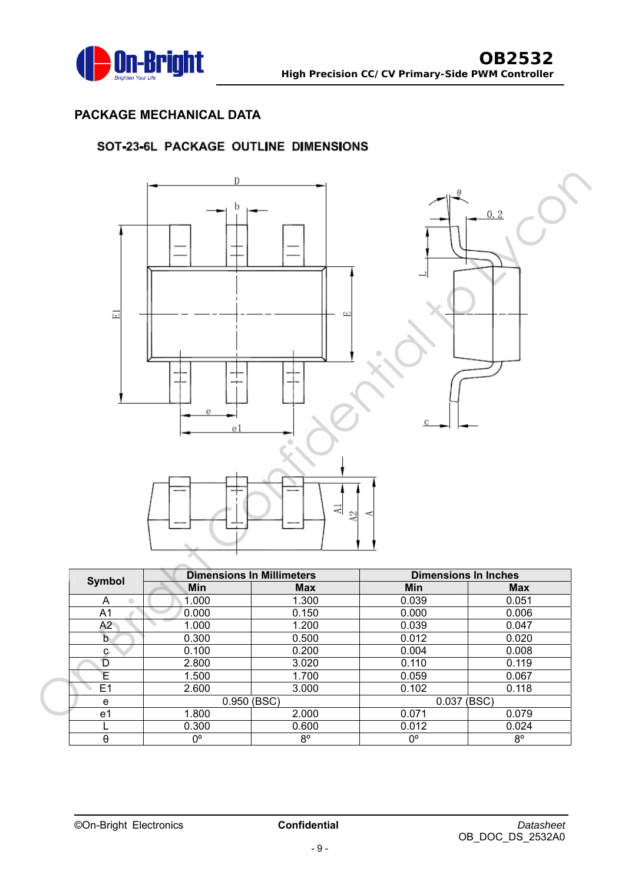## PACKAGE MECHANICAL DATA

### SOT-23-6L PACKAGE OUTLINE DIMENSIONS

| Symbol | Dimensions In Millimeters | | Dimensions In Inches | |
|---|---|---|---|---|
| | Min | Max | Min | Max |
| A | 1.000 | 1.300 | 0.039 | 0.051 |
| A1 | 0.000 | 0.150 | 0.000 | 0.006 |
| A2 | 1.000 | 1.200 | 0.039 | 0.047 |
| b | 0.300 | 0.500 | 0.012 | 0.020 |
| c | 0.100 | 0.200 | 0.004 | 0.008 |
| D | 2.800 | 3.020 | 0.110 | 0.119 |
| E | 1.500 | 1.700 | 0.059 | 0.067 |
| E1 | 2.600 | 3.000 | 0.102 | 0.118 |
| e | 0.950 (BSC) | | 0.037 (BSC) | |
| e1 | 1.800 | 2.000 | 0.071 | 0.079 |
| L | 0.300 | 0.600 | 0.012 | 0.024 |
| θ | 0º | 8º | 0º | 8º |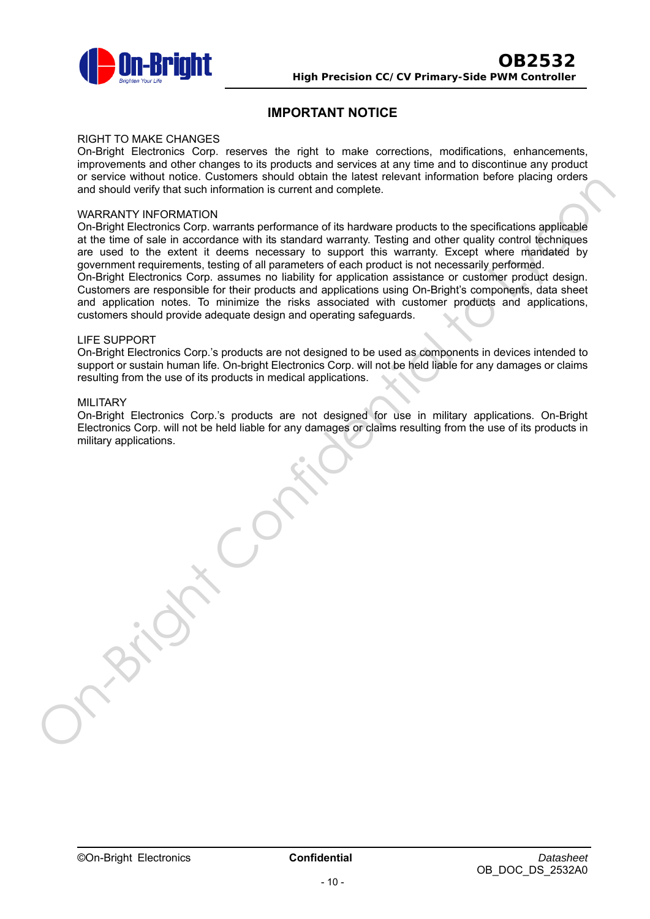# IMPORTANT NOTICE

RIGHT TO MAKE CHANGES

On-Bright Electronics Corp. reserves the right to make corrections, modifications, enhancements, improvements and other changes to its products and services at any time and to discontinue any product or service without notice. Customers should obtain the latest relevant information before placing orders and should verify that such information is current and complete.

WARRANTY INFORMATION

On-Bright Electronics Corp. warrants performance of its hardware products to the specifications applicable at the time of sale in accordance with its standard warranty. Testing and other quality control techniques are used to the extent it deems necessary to support this warranty. Except where mandated by government requirements, testing of all parameters of each product is not necessarily performed.
On-Bright Electronics Corp. assumes no liability for application assistance or customer product design. Customers are responsible for their products and applications using On-Bright's components, data sheet and application notes. To minimize the risks associated with customer products and applications, customers should provide adequate design and operating safeguards.

LIFE SUPPORT

On-Bright Electronics Corp.'s products are not designed to be used as components in devices intended to support or sustain human life. On-bright Electronics Corp. will not be held liable for any damages or claims resulting from the use of its products in medical applications.

MILITARY

On-Bright Electronics Corp.'s products are not designed for use in military applications. On-Bright Electronics Corp. will not be held liable for any damages or claims resulting from the use of its products in military applications.